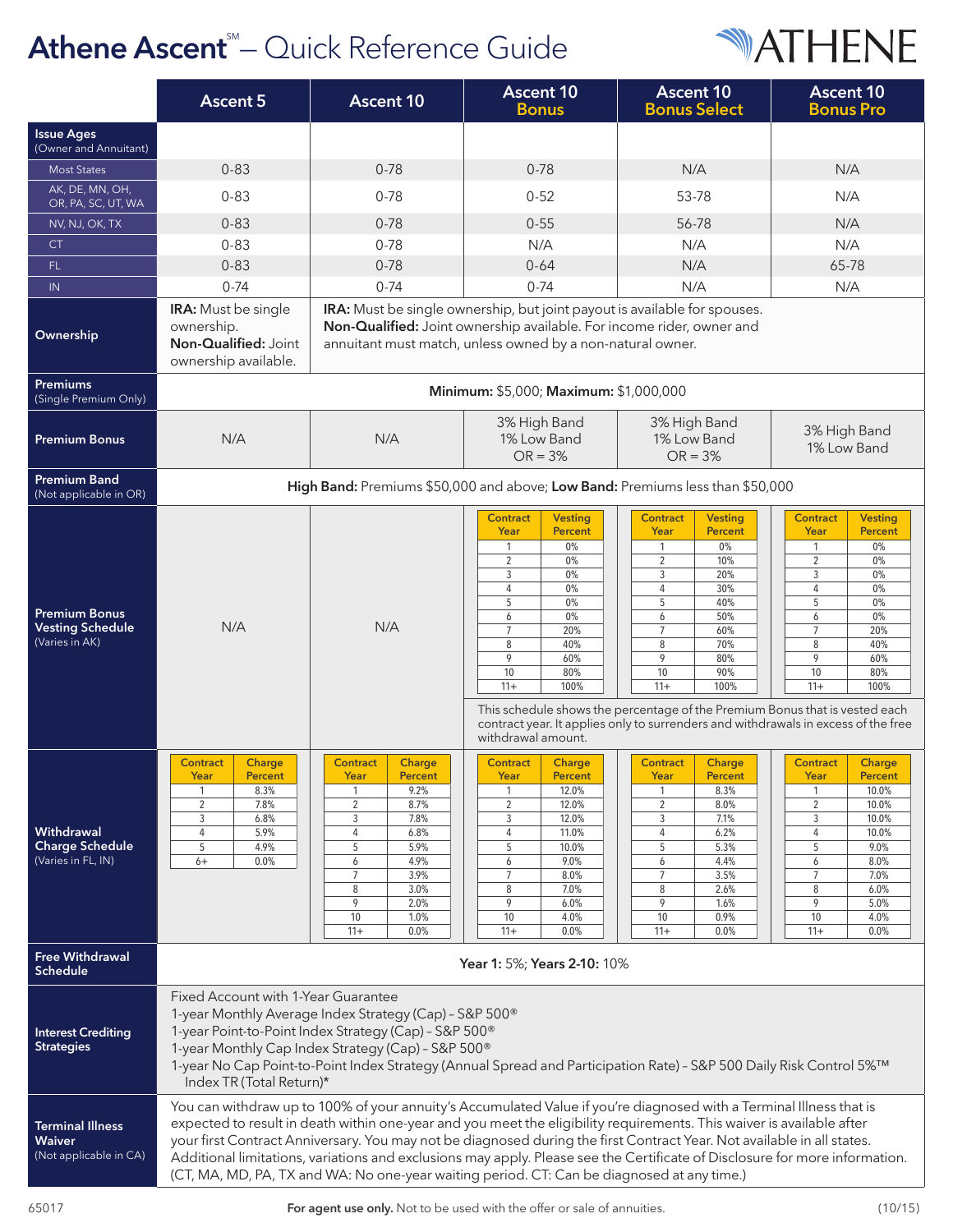# Athene Ascent℠ – Quick Reference Guide

| | Ascent 5 | Ascent 10 | Ascent 10 Bonus | Ascent 10 Bonus Select | Ascent 10 Bonus Pro |
|---|---|---|---|---|---|
| **Issue Ages** (Owner and Annuitant) | | | | | |
| Most States | 0-83 | 0-78 | 0-78 | N/A | N/A |
| AK, DE, MN, OH, OR, PA, SC, UT, WA | 0-83 | 0-78 | 0-52 | 53-78 | N/A |
| NV, NJ, OK, TX | 0-83 | 0-78 | 0-55 | 56-78 | N/A |
| CT | 0-83 | 0-78 | N/A | N/A | N/A |
| FL | 0-83 | 0-78 | 0-64 | N/A | 65-78 |
| IN | 0-74 | 0-74 | 0-74 | N/A | N/A |
| **Ownership** | **IRA:** Must be single ownership. **Non-Qualified:** Joint ownership available. | **IRA:** Must be single ownership, but joint payout is available for spouses. **Non-Qualified:** Joint ownership available. For income rider, owner and annuitant must match, unless owned by a non-natural owner. | | | |
| **Premiums** (Single Premium Only) | **Minimum:** $5,000; **Maximum:** $1,000,000 | | | | |
| **Premium Bonus** | N/A | N/A | 3% High Band, 1% Low Band, OR = 3% | 3% High Band, 1% Low Band, OR = 3% | 3% High Band, 1% Low Band |
| **Premium Band** (Not applicable in OR) | **High Band:** Premiums $50,000 and above; **Low Band:** Premiums less than $50,000 | | | | |

## Premium Bonus Vesting Schedule (Varies in AK)

Ascent 5: N/A; Ascent 10: N/A

| Contract Year | Ascent 10 Bonus Vesting Percent | Ascent 10 Bonus Select Vesting Percent | Ascent 10 Bonus Pro Vesting Percent |
|---|---|---|---|
| 1 | 0% | 0% | 0% |
| 2 | 0% | 10% | 0% |
| 3 | 0% | 20% | 0% |
| 4 | 0% | 30% | 0% |
| 5 | 0% | 40% | 0% |
| 6 | 0% | 50% | 0% |
| 7 | 20% | 60% | 20% |
| 8 | 40% | 70% | 40% |
| 9 | 60% | 80% | 60% |
| 10 | 80% | 90% | 80% |
| 11+ | 100% | 100% | 100% |

This schedule shows the percentage of the Premium Bonus that is vested each contract year. It applies only to surrenders and withdrawals in excess of the free withdrawal amount.

## Withdrawal Charge Schedule (Varies in FL, IN)

| Contract Year | Ascent 5 Charge Percent | Ascent 10 Charge Percent | Ascent 10 Bonus Charge Percent | Ascent 10 Bonus Select Charge Percent | Ascent 10 Bonus Pro Charge Percent |
|---|---|---|---|---|---|
| 1 | 8.3% | 9.2% | 12.0% | 8.3% | 10.0% |
| 2 | 7.8% | 8.7% | 12.0% | 8.0% | 10.0% |
| 3 | 6.8% | 7.8% | 12.0% | 7.1% | 10.0% |
| 4 | 5.9% | 6.8% | 11.0% | 6.2% | 10.0% |
| 5 | 4.9% | 5.9% | 10.0% | 5.3% | 9.0% |
| 6 | 0.0% (6+) | 4.9% | 9.0% | 4.4% | 8.0% |
| 7 | | 3.9% | 8.0% | 3.5% | 7.0% |
| 8 | | 3.0% | 7.0% | 2.6% | 6.0% |
| 9 | | 2.0% | 6.0% | 1.6% | 5.0% |
| 10 | | 1.0% | 4.0% | 0.9% | 4.0% |
| 11+ | | 0.0% | 0.0% | 0.0% | 0.0% |

## Free Withdrawal Schedule

**Year 1:** 5%; **Years 2-10:** 10%

## Interest Crediting Strategies

- Fixed Account with 1-Year Guarantee
- 1-year Monthly Average Index Strategy (Cap) – S&P 500®
- 1-year Point-to-Point Index Strategy (Cap) – S&P 500®
- 1-year Monthly Cap Index Strategy (Cap) – S&P 500®
- 1-year No Cap Point-to-Point Index Strategy (Annual Spread and Participation Rate) – S&P 500 Daily Risk Control 5%™ Index TR (Total Return)*

## Terminal Illness Waiver (Not applicable in CA)

You can withdraw up to 100% of your annuity's Accumulated Value if you're diagnosed with a Terminal Illness that is expected to result in death within one-year and you meet the eligibility requirements. This waiver is available after your first Contract Anniversary. You may not be diagnosed during the first Contract Year. Not available in all states. Additional limitations, variations and exclusions may apply. Please see the Certificate of Disclosure for more information. (CT, MA, MD, PA, TX and WA: No one-year waiting period. CT: Can be diagnosed at any time.)

65017 **For agent use only.** Not to be used with the offer or sale of annuities. (10/15)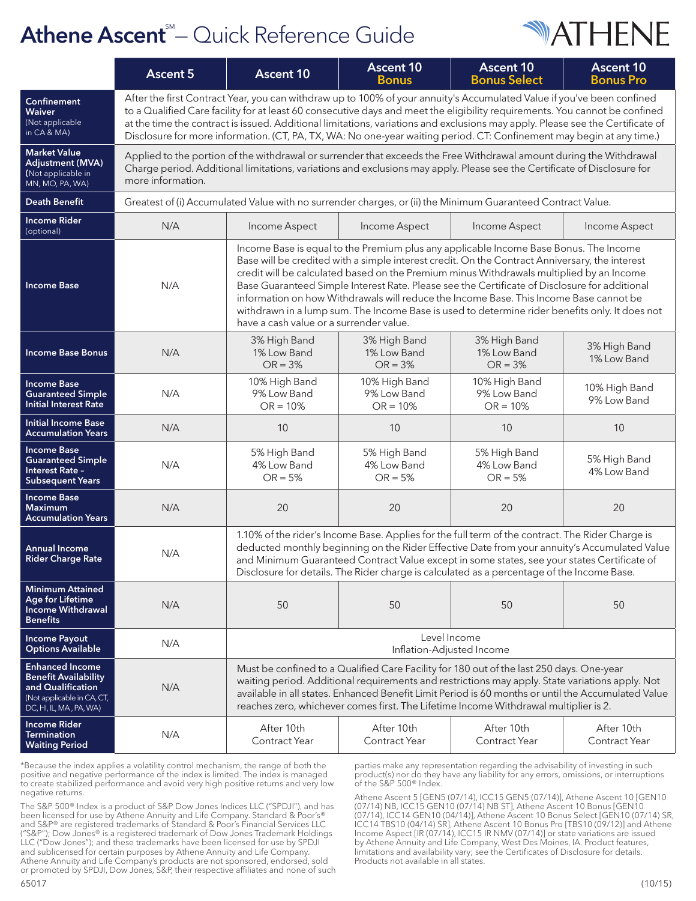# Athene Ascent℠ – Quick Reference Guide

| | Ascent 5 | Ascent 10 | Ascent 10 Bonus | Ascent 10 Bonus Select | Ascent 10 Bonus Pro |
|---|---|---|---|---|---|
| **Confinement Waiver** (Not applicable in CA & MA) | After the first Contract Year, you can withdraw up to 100% of your annuity's Accumulated Value if you've been confined to a Qualified Care facility for at least 60 consecutive days and meet the eligibility requirements. You cannot be confined at the time the contract is issued. Additional limitations, variations and exclusions may apply. Please see the Certificate of Disclosure for more information. (CT, PA, TX, WA: No one-year waiting period. CT: Confinement may begin at any time.) | | | | |
| **Market Value Adjustment (MVA)** (Not applicable in MN, MO, PA, WA) | Applied to the portion of the withdrawal or surrender that exceeds the Free Withdrawal amount during the Withdrawal Charge period. Additional limitations, variations and exclusions may apply. Please see the Certificate of Disclosure for more information. | | | | |
| **Death Benefit** | Greatest of (i) Accumulated Value with no surrender charges, or (ii) the Minimum Guaranteed Contract Value. | | | | |
| **Income Rider** (optional) | N/A | Income Aspect | Income Aspect | Income Aspect | Income Aspect |
| **Income Base** | N/A | Income Base is equal to the Premium plus any applicable Income Base Bonus. The Income Base will be credited with a simple interest credit. On the Contract Anniversary, the interest credit will be calculated based on the Premium minus Withdrawals multiplied by an Income Base Guaranteed Simple Interest Rate. Please see the Certificate of Disclosure for additional information on how Withdrawals will reduce the Income Base. This Income Base cannot be withdrawn in a lump sum. The Income Base is used to determine rider benefits only. It does not have a cash value or a surrender value. | | | |
| **Income Base Bonus** | N/A | 3% High Band<br>1% Low Band<br>OR = 3% | 3% High Band<br>1% Low Band<br>OR = 3% | 3% High Band<br>1% Low Band<br>OR = 3% | 3% High Band<br>1% Low Band |
| **Income Base Guaranteed Simple Initial Interest Rate** | N/A | 10% High Band<br>9% Low Band<br>OR = 10% | 10% High Band<br>9% Low Band<br>OR = 10% | 10% High Band<br>9% Low Band<br>OR = 10% | 10% High Band<br>9% Low Band |
| **Initial Income Base Accumulation Years** | N/A | 10 | 10 | 10 | 10 |
| **Income Base Guaranteed Simple Interest Rate - Subsequent Years** | N/A | 5% High Band<br>4% Low Band<br>OR = 5% | 5% High Band<br>4% Low Band<br>OR = 5% | 5% High Band<br>4% Low Band<br>OR = 5% | 5% High Band<br>4% Low Band |
| **Income Base Maximum Accumulation Years** | N/A | 20 | 20 | 20 | 20 |
| **Annual Income Rider Charge Rate** | N/A | 1.10% of the rider's Income Base. Applies for the full term of the contract. The Rider Charge is deducted monthly beginning on the Rider Effective Date from your annuity's Accumulated Value and Minimum Guaranteed Contract Value except in some states, see your states Certificate of Disclosure for details. The Rider charge is calculated as a percentage of the Income Base. | | | |
| **Minimum Attained Age for Lifetime Income Withdrawal Benefits** | N/A | 50 | 50 | 50 | 50 |
| **Income Payout Options Available** | N/A | Level Income<br>Inflation-Adjusted Income | | | |
| **Enhanced Income Benefit Availability and Qualification** (Not applicable in CA, CT, DC, HI, IL, MA, PA, WA) | N/A | Must be confined to a Qualified Care Facility for 180 out of the last 250 days. One-year waiting period. Additional requirements and restrictions may apply. State variations apply. Not available in all states. Enhanced Benefit Limit Period is 60 months or until the Accumulated Value reaches zero, whichever comes first. The Lifetime Income Withdrawal multiplier is 2. | | | |
| **Income Rider Termination Waiting Period** | N/A | After 10th Contract Year | After 10th Contract Year | After 10th Contract Year | After 10th Contract Year |

*Because the index applies a volatility control mechanism, the range of both the positive and negative performance of the index is limited. The index is managed to create stabilized performance and avoid very high positive returns and very low negative returns.

The S&P 500® Index is a product of S&P Dow Jones Indices LLC ("SPDJI"), and has been licensed for use by Athene Annuity and Life Company. Standard & Poor's® and S&P® are registered trademarks of Standard & Poor's Financial Services LLC ("S&P"); Dow Jones® is a registered trademark of Dow Jones Trademark Holdings LLC ("Dow Jones"); and these trademarks have been licensed for use by SPDJI and sublicensed for certain purposes by Athene Annuity and Life Company. Athene Annuity and Life Company's products are not sponsored, endorsed, sold or promoted by SPDJI, Dow Jones, S&P, their respective affiliates and none of such parties make any representation regarding the advisability of investing in such product(s) nor do they have any liability for any errors, omissions, or interruptions of the S&P 500® Index.

Athene Ascent 5 [GEN5 (07/14), ICC15 GEN5 (07/14)], Athene Ascent 10 [GEN10 (07/14) NB, ICC15 GEN10 (07/14) NB ST], Athene Ascent 10 Bonus [GEN10 (07/14), ICC14 GEN10 (04/14)], Athene Ascent 10 Bonus Select [GEN10 (07/14) SR, ICC14 TBS10 (04/14) SR], Athene Ascent 10 Bonus Pro [TBS10 (09/12)] and Athene Income Aspect [IR (07/14), ICC15 IR NMV (07/14)] or state variations are issued by Athene Annuity and Life Company, West Des Moines, IA. Product features, limitations and availability vary; see the Certificates of Disclosure for details. Products not available in all states.

65017 (10/15)